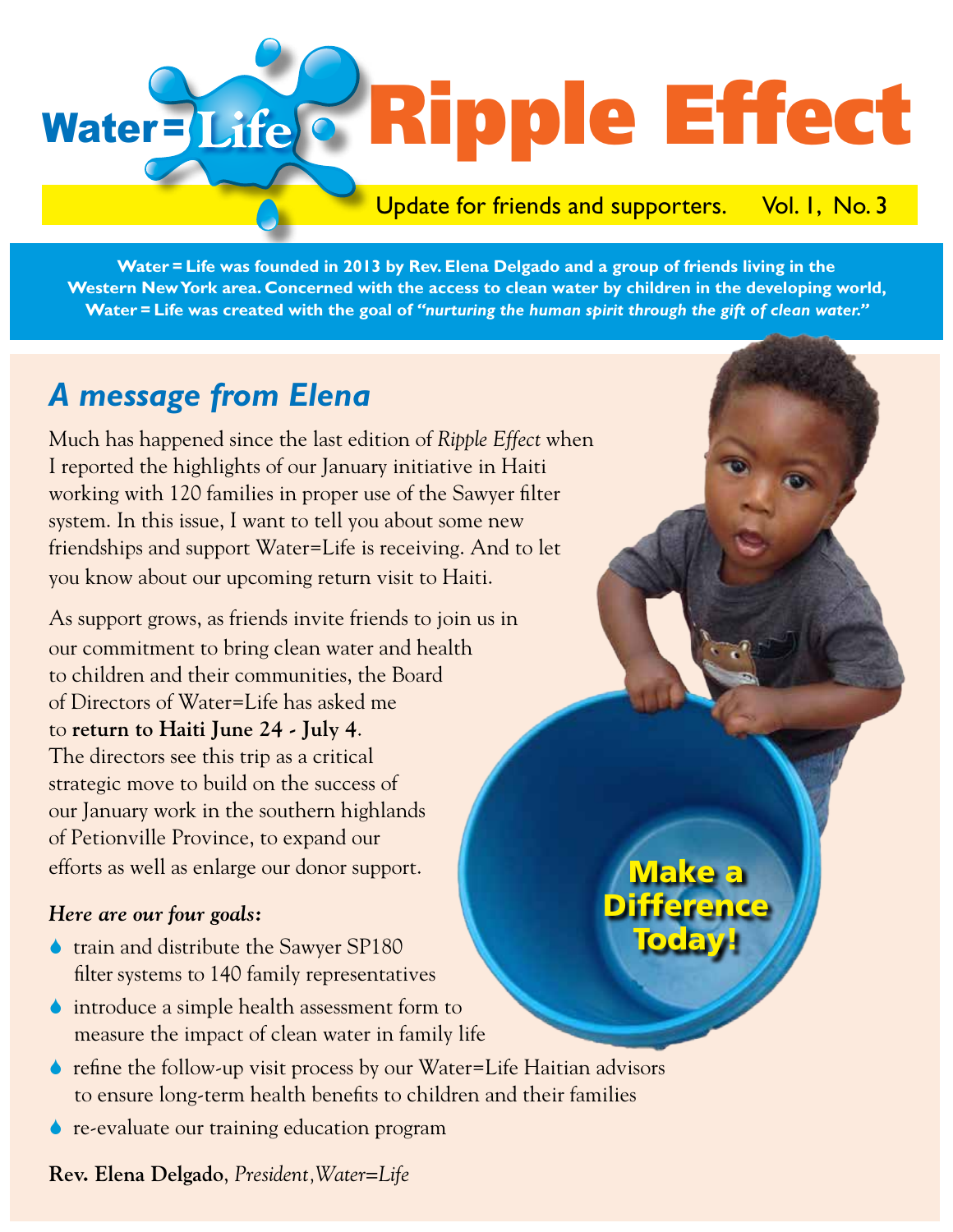# Water=Life Ripple Effect

Update for friends and supporters. Vol. 1, No. 3

**Water = Life was founded in 2013 by Rev. Elena Delgado and a group of friends living in the Western New York area. Concerned with the access to clean water by children in the developing world, Water = Life was created with the goal of *"nurturing the human spirit through the gift of clean water."***

## *A message from Elena*

Much has happened since the last edition of *Ripple Effect* when I reported the highlights of our January initiative in Haiti working with 120 families in proper use of the Sawyer filter system. In this issue, I want to tell you about some new friendships and support Water=Life is receiving. And to let you know about our upcoming return visit to Haiti.

As support grows, as friends invite friends to join us in our commitment to bring clean water and health to children and their communities, the Board of Directors of Water=Life has asked me to **return to Haiti June 24 - July 4**. The directors see this trip as a critical strategic move to build on the success of our January work in the southern highlands of Petionville Province, to expand our efforts as well as enlarge our donor support.

***Here are our four goals:***

- train and distribute the Sawyer SP180 filter systems to 140 family representatives
- introduce a simple health assessment form to measure the impact of clean water in family life
- refine the follow-up visit process by our Water=Life Haitian advisors to ensure long-term health benefits to children and their families
- re-evaluate our training education program

**Rev. Elena Delgado**, *President, Water=Life*

**Make a Difference Today!**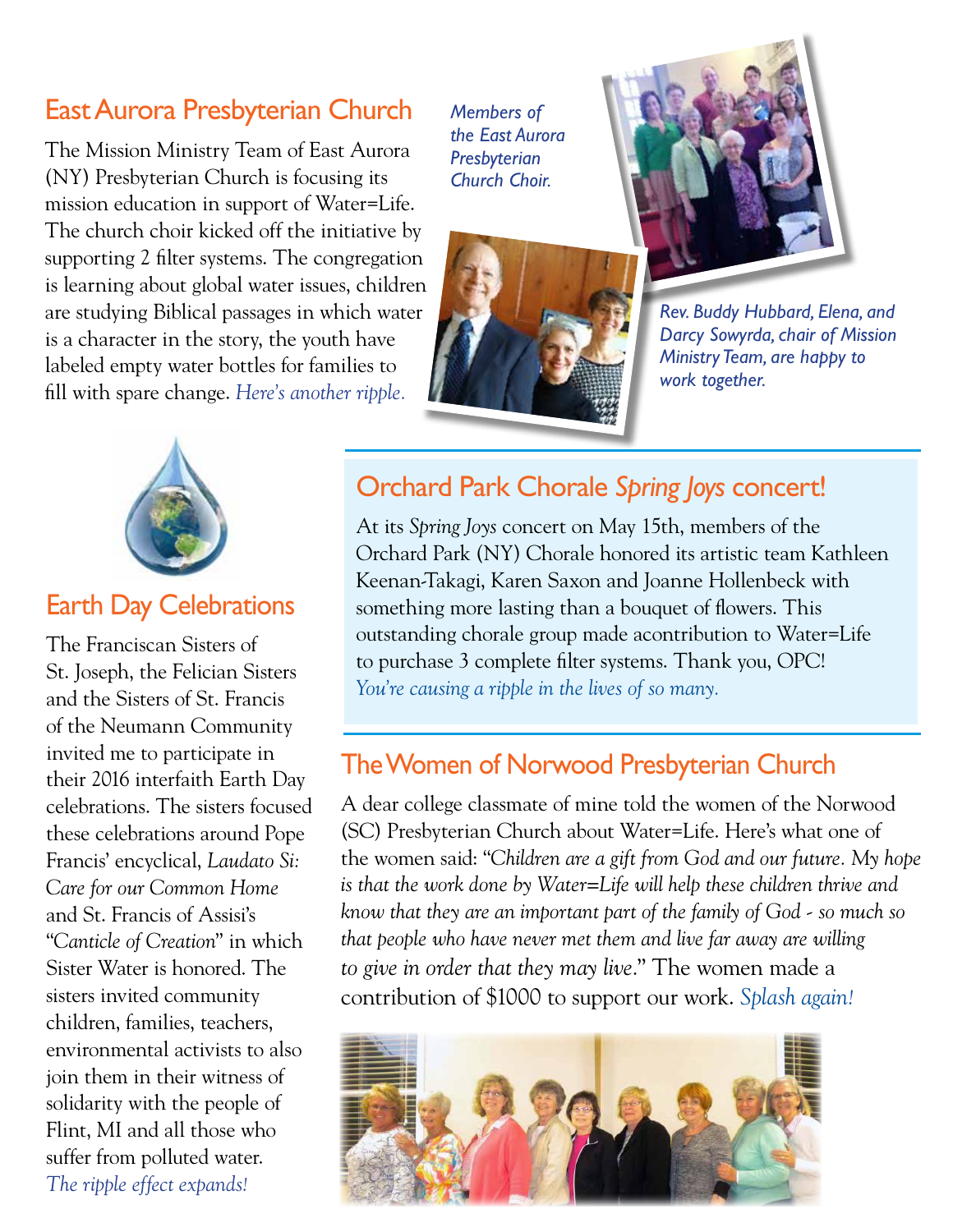## East Aurora Presbyterian Church

The Mission Ministry Team of East Aurora (NY) Presbyterian Church is focusing its mission education in support of Water=Life. The church choir kicked off the initiative by supporting 2 filter systems. The congregation is learning about global water issues, children are studying Biblical passages in which water is a character in the story, the youth have labeled empty water bottles for families to fill with spare change. *Here's another ripple.*

*Members of the East Aurora Presbyterian Church Choir.*

*Rev. Buddy Hubbard, Elena, and Darcy Sowyrda, chair of Mission Ministry Team, are happy to work together.*

## Earth Day Celebrations

The Franciscan Sisters of St. Joseph, the Felician Sisters and the Sisters of St. Francis of the Neumann Community invited me to participate in their 2016 interfaith Earth Day celebrations. The sisters focused these celebrations around Pope Francis' encyclical, *Laudato Si: Care for our Common Home* and St. Francis of Assisi's "*Canticle of Creation*" in which Sister Water is honored. The sisters invited community children, families, teachers, environmental activists to also join them in their witness of solidarity with the people of Flint, MI and all those who suffer from polluted water. *The ripple effect expands!*

## Orchard Park Chorale *Spring Joys* concert!

At its *Spring Joys* concert on May 15th, members of the Orchard Park (NY) Chorale honored its artistic team Kathleen Keenan-Takagi, Karen Saxon and Joanne Hollenbeck with something more lasting than a bouquet of flowers. This outstanding chorale group made acontribution to Water=Life to purchase 3 complete filter systems. Thank you, OPC! *You're causing a ripple in the lives of so many.*

## The Women of Norwood Presbyterian Church

A dear college classmate of mine told the women of the Norwood (SC) Presbyterian Church about Water=Life. Here's what one of the women said: "*Children are a gift from God and our future. My hope is that the work done by Water=Life will help these children thrive and know that they are an important part of the family of God - so much so that people who have never met them and live far away are willing to give in order that they may live*." The women made a contribution of $1000 to support our work. *Splash again!*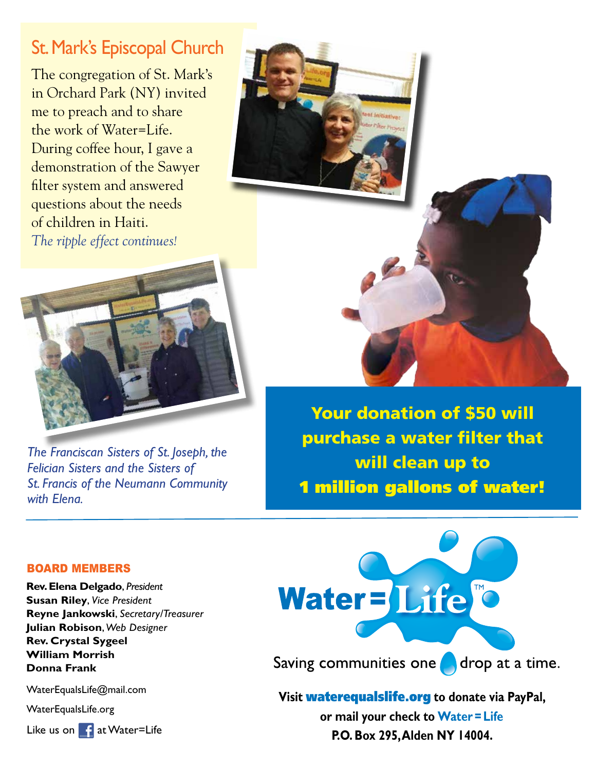## St. Mark's Episcopal Church

The congregation of St. Mark's in Orchard Park (NY) invited me to preach and to share the work of Water=Life. During coffee hour, I gave a demonstration of the Sawyer filter system and answered questions about the needs of children in Haiti.

*The ripple effect continues!*

*The Franciscan Sisters of St. Joseph, the Felician Sisters and the Sisters of St. Francis of the Neumann Community with Elena.*

**Your donation of $50 will purchase a water filter that will clean up to 1 million gallons of water!**

**BOARD MEMBERS**

**Rev. Elena Delgado**, *President*
**Susan Riley**, *Vice President*
**Reyne Jankowski**, *Secretary/Treasurer*
**Julian Robison**, *Web Designer*
**Rev. Crystal Sygeel**
**William Morrish**
**Donna Frank**

WaterEqualsLife@mail.com

WaterEqualsLife.org

Like us on Facebook at Water=Life

Water=Life™

Saving communities one drop at a time.

**Visit waterequalslife.org to donate via PayPal, or mail your check to Water = Life P.O. Box 295, Alden NY 14004.**